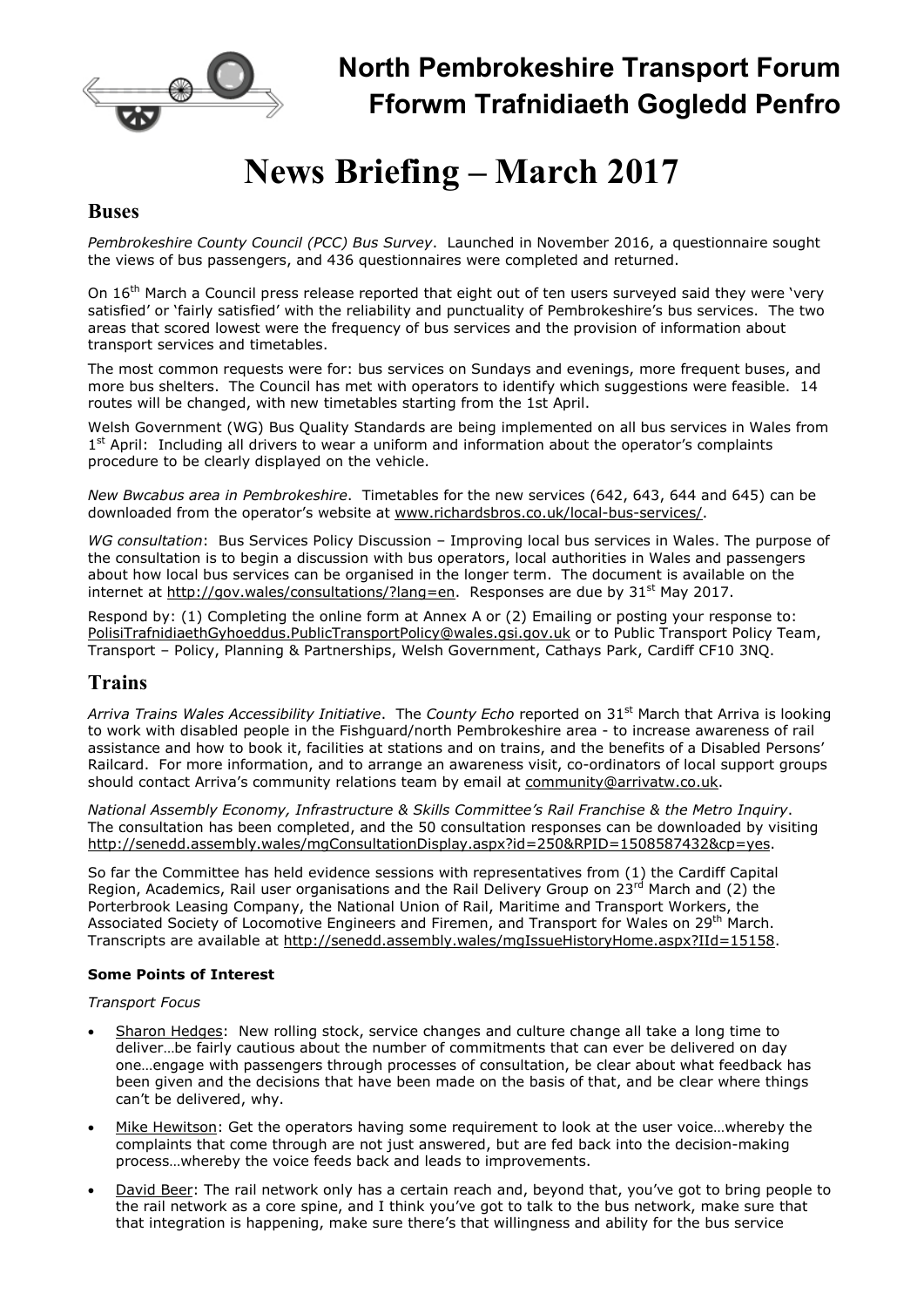# North Pembrokeshire Transport Forum
# Fforwm Trafnidiaeth Gogledd Penfro

# News Briefing – March 2017

## Buses

*Pembrokeshire County Council (PCC) Bus Survey*. Launched in November 2016, a questionnaire sought the views of bus passengers, and 436 questionnaires were completed and returned.

On 16th March a Council press release reported that eight out of ten users surveyed said they were 'very satisfied' or 'fairly satisfied' with the reliability and punctuality of Pembrokeshire's bus services. The two areas that scored lowest were the frequency of bus services and the provision of information about transport services and timetables.

The most common requests were for: bus services on Sundays and evenings, more frequent buses, and more bus shelters. The Council has met with operators to identify which suggestions were feasible. 14 routes will be changed, with new timetables starting from the 1st April.

Welsh Government (WG) Bus Quality Standards are being implemented on all bus services in Wales from 1st April: Including all drivers to wear a uniform and information about the operator's complaints procedure to be clearly displayed on the vehicle.

*New Bwcabus area in Pembrokeshire*. Timetables for the new services (642, 643, 644 and 645) can be downloaded from the operator's website at www.richardsbros.co.uk/local-bus-services/.

*WG consultation*: Bus Services Policy Discussion – Improving local bus services in Wales. The purpose of the consultation is to begin a discussion with bus operators, local authorities in Wales and passengers about how local bus services can be organised in the longer term. The document is available on the internet at http://gov.wales/consultations/?lang=en. Responses are due by 31st May 2017.

Respond by: (1) Completing the online form at Annex A or (2) Emailing or posting your response to: PolisiTrafnidiaethGyhoeddus.PublicTransportPolicy@wales.gsi.gov.uk or to Public Transport Policy Team, Transport – Policy, Planning & Partnerships, Welsh Government, Cathays Park, Cardiff CF10 3NQ.

## Trains

*Arriva Trains Wales Accessibility Initiative*. The *County Echo* reported on 31st March that Arriva is looking to work with disabled people in the Fishguard/north Pembrokeshire area - to increase awareness of rail assistance and how to book it, facilities at stations and on trains, and the benefits of a Disabled Persons' Railcard. For more information, and to arrange an awareness visit, co-ordinators of local support groups should contact Arriva's community relations team by email at community@arrivatw.co.uk.

*National Assembly Economy, Infrastructure & Skills Committee's Rail Franchise & the Metro Inquiry*. The consultation has been completed, and the 50 consultation responses can be downloaded by visiting http://senedd.assembly.wales/mgConsultationDisplay.aspx?id=250&RPID=1508587432&cp=yes.

So far the Committee has held evidence sessions with representatives from (1) the Cardiff Capital Region, Academics, Rail user organisations and the Rail Delivery Group on 23rd March and (2) the Porterbrook Leasing Company, the National Union of Rail, Maritime and Transport Workers, the Associated Society of Locomotive Engineers and Firemen, and Transport for Wales on 29th March. Transcripts are available at http://senedd.assembly.wales/mgIssueHistoryHome.aspx?IId=15158.

**Some Points of Interest**

*Transport Focus*

- Sharon Hedges: New rolling stock, service changes and culture change all take a long time to deliver…be fairly cautious about the number of commitments that can ever be delivered on day one…engage with passengers through processes of consultation, be clear about what feedback has been given and the decisions that have been made on the basis of that, and be clear where things can't be delivered, why.
- Mike Hewitson: Get the operators having some requirement to look at the user voice…whereby the complaints that come through are not just answered, but are fed back into the decision-making process…whereby the voice feeds back and leads to improvements.
- David Beer: The rail network only has a certain reach and, beyond that, you've got to bring people to the rail network as a core spine, and I think you've got to talk to the bus network, make sure that that integration is happening, make sure there's that willingness and ability for the bus service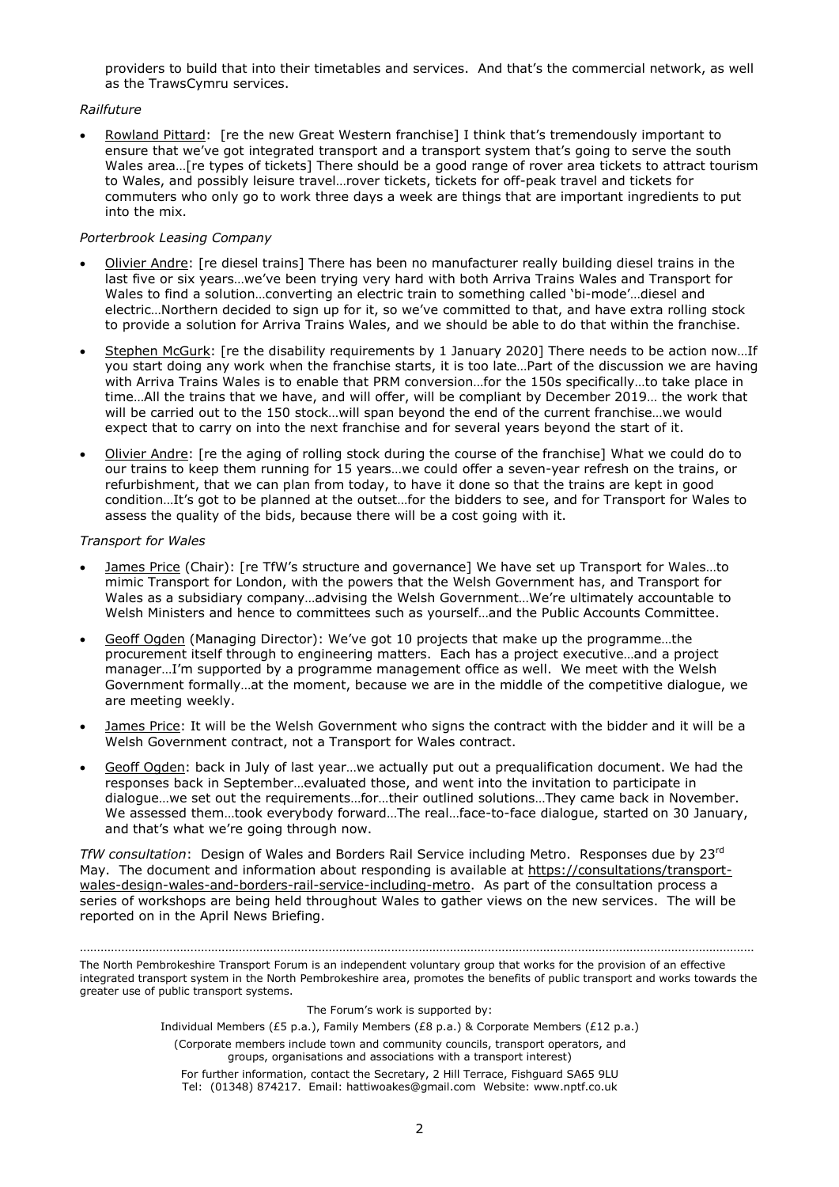providers to build that into their timetables and services. And that's the commercial network, as well as the TrawsCymru services.

*Railfuture*

- Rowland Pittard: [re the new Great Western franchise] I think that's tremendously important to ensure that we've got integrated transport and a transport system that's going to serve the south Wales area…[re types of tickets] There should be a good range of rover area tickets to attract tourism to Wales, and possibly leisure travel…rover tickets, tickets for off-peak travel and tickets for commuters who only go to work three days a week are things that are important ingredients to put into the mix.

*Porterbrook Leasing Company*

- Olivier Andre: [re diesel trains] There has been no manufacturer really building diesel trains in the last five or six years…we've been trying very hard with both Arriva Trains Wales and Transport for Wales to find a solution…converting an electric train to something called 'bi-mode'…diesel and electric…Northern decided to sign up for it, so we've committed to that, and have extra rolling stock to provide a solution for Arriva Trains Wales, and we should be able to do that within the franchise.
- Stephen McGurk: [re the disability requirements by 1 January 2020] There needs to be action now…If you start doing any work when the franchise starts, it is too late…Part of the discussion we are having with Arriva Trains Wales is to enable that PRM conversion…for the 150s specifically…to take place in time…All the trains that we have, and will offer, will be compliant by December 2019… the work that will be carried out to the 150 stock…will span beyond the end of the current franchise…we would expect that to carry on into the next franchise and for several years beyond the start of it.
- Olivier Andre: [re the aging of rolling stock during the course of the franchise] What we could do to our trains to keep them running for 15 years…we could offer a seven-year refresh on the trains, or refurbishment, that we can plan from today, to have it done so that the trains are kept in good condition…It's got to be planned at the outset…for the bidders to see, and for Transport for Wales to assess the quality of the bids, because there will be a cost going with it.

*Transport for Wales*

- James Price (Chair): [re TfW's structure and governance] We have set up Transport for Wales…to mimic Transport for London, with the powers that the Welsh Government has, and Transport for Wales as a subsidiary company…advising the Welsh Government…We're ultimately accountable to Welsh Ministers and hence to committees such as yourself…and the Public Accounts Committee.
- Geoff Ogden (Managing Director): We've got 10 projects that make up the programme…the procurement itself through to engineering matters. Each has a project executive…and a project manager…I'm supported by a programme management office as well. We meet with the Welsh Government formally…at the moment, because we are in the middle of the competitive dialogue, we are meeting weekly.
- James Price: It will be the Welsh Government who signs the contract with the bidder and it will be a Welsh Government contract, not a Transport for Wales contract.
- Geoff Ogden: back in July of last year…we actually put out a prequalification document. We had the responses back in September…evaluated those, and went into the invitation to participate in dialogue…we set out the requirements…for…their outlined solutions…They came back in November. We assessed them…took everybody forward…The real…face-to-face dialogue, started on 30 January, and that's what we're going through now.

*TfW consultation*: Design of Wales and Borders Rail Service including Metro. Responses due by 23rd May. The document and information about responding is available at https://consultations/transport-wales-design-wales-and-borders-rail-service-including-metro. As part of the consultation process a series of workshops are being held throughout Wales to gather views on the new services. The will be reported on in the April News Briefing.

---

The North Pembrokeshire Transport Forum is an independent voluntary group that works for the provision of an effective integrated transport system in the North Pembrokeshire area, promotes the benefits of public transport and works towards the greater use of public transport systems.

The Forum's work is supported by:

Individual Members (£5 p.a.), Family Members (£8 p.a.) & Corporate Members (£12 p.a.)

(Corporate members include town and community councils, transport operators, and groups, organisations and associations with a transport interest)

For further information, contact the Secretary, 2 Hill Terrace, Fishguard SA65 9LU
Tel: (01348) 874217. Email: hattiwoakes@gmail.com Website: www.nptf.co.uk